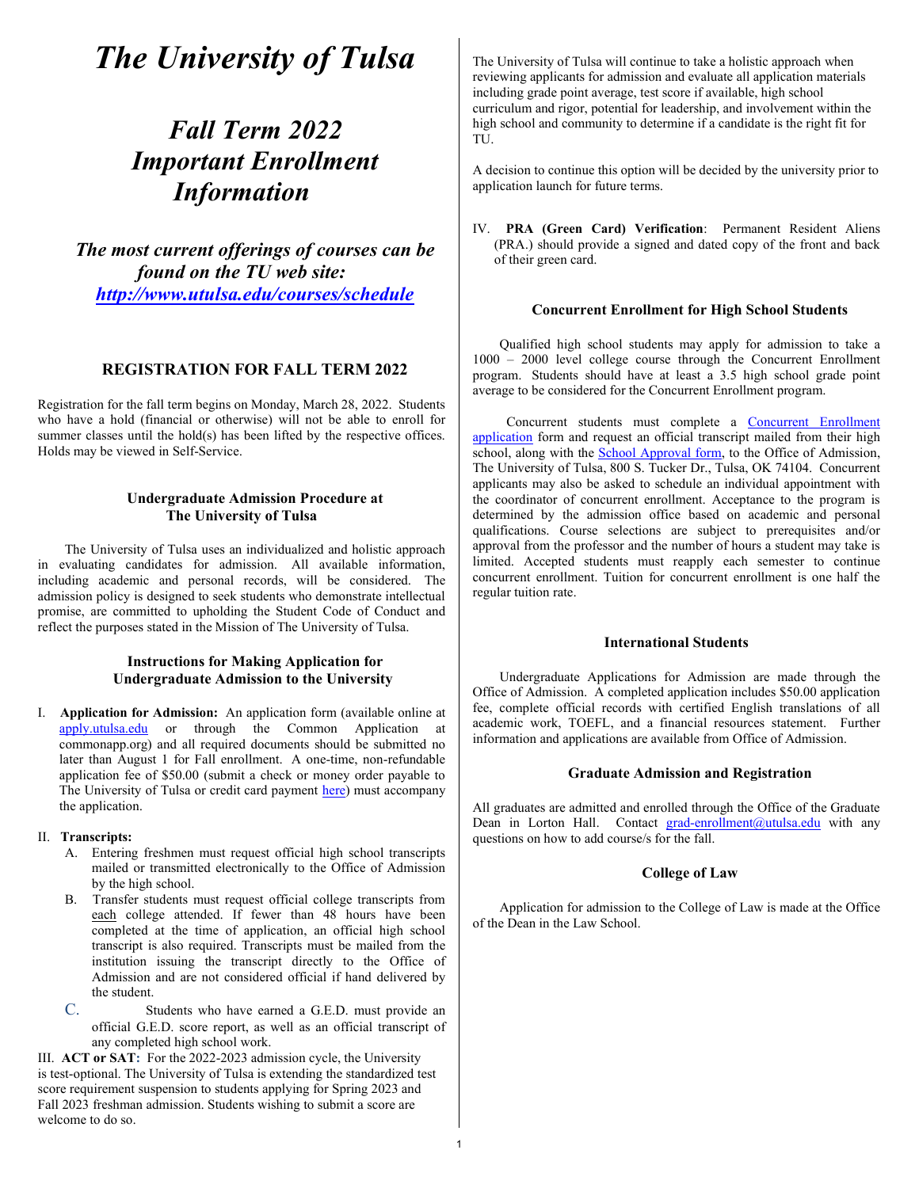# *The University of Tulsa*

## *Fall Term 2022 Important Enrollment Information*

***The most current offerings of courses can be found on the TU web site: [http://www.utulsa.edu/courses/schedule](http://www.utulsa.edu/courses/schedule)***

### REGISTRATION FOR FALL TERM 2022

Registration for the fall term begins on Monday, March 28, 2022. Students who have a hold (financial or otherwise) will not be able to enroll for summer classes until the hold(s) has been lifted by the respective offices. Holds may be viewed in Self-Service.

#### Undergraduate Admission Procedure at The University of Tulsa

The University of Tulsa uses an individualized and holistic approach in evaluating candidates for admission. All available information, including academic and personal records, will be considered. The admission policy is designed to seek students who demonstrate intellectual promise, are committed to upholding the Student Code of Conduct and reflect the purposes stated in the Mission of The University of Tulsa.

#### Instructions for Making Application for Undergraduate Admission to the University

I. **Application for Admission:** An application form (available online at apply.utulsa.edu or through the Common Application at commonapp.org) and all required documents should be submitted no later than August 1 for Fall enrollment. A one-time, non-refundable application fee of $50.00 (submit a check or money order payable to The University of Tulsa or credit card payment here) must accompany the application.

II. **Transcripts:**

A. Entering freshmen must request official high school transcripts mailed or transmitted electronically to the Office of Admission by the high school.

B. Transfer students must request official college transcripts from each college attended. If fewer than 48 hours have been completed at the time of application, an official high school transcript is also required. Transcripts must be mailed from the institution issuing the transcript directly to the Office of Admission and are not considered official if hand delivered by the student.

C. Students who have earned a G.E.D. must provide an official G.E.D. score report, as well as an official transcript of any completed high school work.

III. **ACT or SAT:** For the 2022-2023 admission cycle, the University is test-optional. The University of Tulsa is extending the standardized test score requirement suspension to students applying for Spring 2023 and Fall 2023 freshman admission. Students wishing to submit a score are welcome to do so.

The University of Tulsa will continue to take a holistic approach when reviewing applicants for admission and evaluate all application materials including grade point average, test score if available, high school curriculum and rigor, potential for leadership, and involvement within the high school and community to determine if a candidate is the right fit for TU.

A decision to continue this option will be decided by the university prior to application launch for future terms.

IV. **PRA (Green Card) Verification**: Permanent Resident Aliens (PRA.) should provide a signed and dated copy of the front and back of their green card.

#### Concurrent Enrollment for High School Students

Qualified high school students may apply for admission to take a 1000 – 2000 level college course through the Concurrent Enrollment program. Students should have at least a 3.5 high school grade point average to be considered for the Concurrent Enrollment program.

Concurrent students must complete a Concurrent Enrollment application form and request an official transcript mailed from their high school, along with the School Approval form, to the Office of Admission, The University of Tulsa, 800 S. Tucker Dr., Tulsa, OK 74104. Concurrent applicants may also be asked to schedule an individual appointment with the coordinator of concurrent enrollment. Acceptance to the program is determined by the admission office based on academic and personal qualifications. Course selections are subject to prerequisites and/or approval from the professor and the number of hours a student may take is limited. Accepted students must reapply each semester to continue concurrent enrollment. Tuition for concurrent enrollment is one half the regular tuition rate.

#### International Students

Undergraduate Applications for Admission are made through the Office of Admission. A completed application includes $50.00 application fee, complete official records with certified English translations of all academic work, TOEFL, and a financial resources statement. Further information and applications are available from Office of Admission.

#### Graduate Admission and Registration

All graduates are admitted and enrolled through the Office of the Graduate Dean in Lorton Hall. Contact grad-enrollment@utulsa.edu with any questions on how to add course/s for the fall.

#### College of Law

Application for admission to the College of Law is made at the Office of the Dean in the Law School.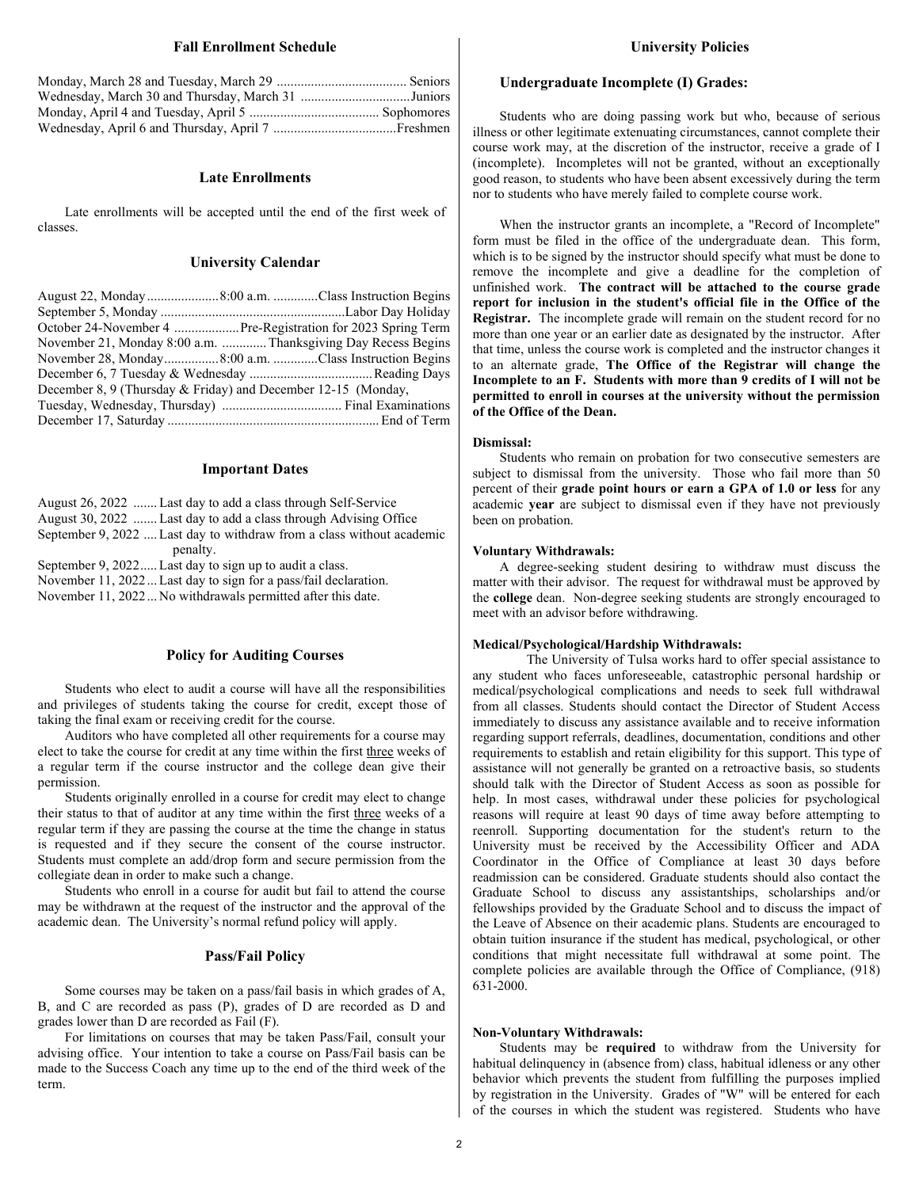## Fall Enrollment Schedule

Monday, March 28 and Tuesday, March 29 ...................................... Seniors
Wednesday, March 30 and Thursday, March 31 ................................Juniors
Monday, April 4 and Tuesday, April 5 ...................................... Sophomores
Wednesday, April 6 and Thursday, April 7 ....................................Freshmen

## Late Enrollments

Late enrollments will be accepted until the end of the first week of classes.

## University Calendar

August 22, Monday.....................8:00 a.m. .............Class Instruction Begins
September 5, Monday ......................................................Labor Day Holiday
October 24-November 4 ...................Pre-Registration for 2023 Spring Term
November 21, Monday 8:00 a.m. .............Thanksgiving Day Recess Begins
November 28, Monday................8:00 a.m. .............Class Instruction Begins
December 6, 7 Tuesday & Wednesday ....................................Reading Days
December 8, 9 (Thursday & Friday) and December 12-15 (Monday, Tuesday, Wednesday, Thursday) ................................... Final Examinations
December 17, Saturday .............................................................End of Term

## Important Dates

August 26, 2022 ....... Last day to add a class through Self-Service
August 30, 2022 ....... Last day to add a class through Advising Office
September 9, 2022 .... Last day to withdraw from a class without academic penalty.
September 9, 2022..... Last day to sign up to audit a class.
November 11, 2022... Last day to sign for a pass/fail declaration.
November 11, 2022... No withdrawals permitted after this date.

## Policy for Auditing Courses

Students who elect to audit a course will have all the responsibilities and privileges of students taking the course for credit, except those of taking the final exam or receiving credit for the course.

Auditors who have completed all other requirements for a course may elect to take the course for credit at any time within the first three weeks of a regular term if the course instructor and the college dean give their permission.

Students originally enrolled in a course for credit may elect to change their status to that of auditor at any time within the first three weeks of a regular term if they are passing the course at the time the change in status is requested and if they secure the consent of the course instructor. Students must complete an add/drop form and secure permission from the collegiate dean in order to make such a change.

Students who enroll in a course for audit but fail to attend the course may be withdrawn at the request of the instructor and the approval of the academic dean. The University's normal refund policy will apply.

## Pass/Fail Policy

Some courses may be taken on a pass/fail basis in which grades of A, B, and C are recorded as pass (P), grades of D are recorded as D and grades lower than D are recorded as Fail (F).

For limitations on courses that may be taken Pass/Fail, consult your advising office. Your intention to take a course on Pass/Fail basis can be made to the Success Coach any time up to the end of the third week of the term.

## University Policies

### Undergraduate Incomplete (I) Grades:

Students who are doing passing work but who, because of serious illness or other legitimate extenuating circumstances, cannot complete their course work may, at the discretion of the instructor, receive a grade of I (incomplete). Incompletes will not be granted, without an exceptionally good reason, to students who have been absent excessively during the term nor to students who have merely failed to complete course work.

When the instructor grants an incomplete, a "Record of Incomplete" form must be filed in the office of the undergraduate dean. This form, which is to be signed by the instructor should specify what must be done to remove the incomplete and give a deadline for the completion of unfinished work. **The contract will be attached to the course grade report for inclusion in the student's official file in the Office of the Registrar.** The incomplete grade will remain on the student record for no more than one year or an earlier date as designated by the instructor. After that time, unless the course work is completed and the instructor changes it to an alternate grade, **The Office of the Registrar will change the Incomplete to an F. Students with more than 9 credits of I will not be permitted to enroll in courses at the university without the permission of the Office of the Dean.**

**Dismissal:**

Students who remain on probation for two consecutive semesters are subject to dismissal from the university. Those who fail more than 50 percent of their **grade point hours or earn a GPA of 1.0 or less** for any academic **year** are subject to dismissal even if they have not previously been on probation.

**Voluntary Withdrawals:**

A degree-seeking student desiring to withdraw must discuss the matter with their advisor. The request for withdrawal must be approved by the **college** dean. Non-degree seeking students are strongly encouraged to meet with an advisor before withdrawing.

**Medical/Psychological/Hardship Withdrawals:**

The University of Tulsa works hard to offer special assistance to any student who faces unforeseeable, catastrophic personal hardship or medical/psychological complications and needs to seek full withdrawal from all classes. Students should contact the Director of Student Access immediately to discuss any assistance available and to receive information regarding support referrals, deadlines, documentation, conditions and other requirements to establish and retain eligibility for this support. This type of assistance will not generally be granted on a retroactive basis, so students should talk with the Director of Student Access as soon as possible for help. In most cases, withdrawal under these policies for psychological reasons will require at least 90 days of time away before attempting to reenroll. Supporting documentation for the student's return to the University must be received by the Accessibility Officer and ADA Coordinator in the Office of Compliance at least 30 days before readmission can be considered. Graduate students should also contact the Graduate School to discuss any assistantships, scholarships and/or fellowships provided by the Graduate School and to discuss the impact of the Leave of Absence on their academic plans. Students are encouraged to obtain tuition insurance if the student has medical, psychological, or other conditions that might necessitate full withdrawal at some point. The complete policies are available through the Office of Compliance, (918) 631-2000.

**Non-Voluntary Withdrawals:**

Students may be **required** to withdraw from the University for habitual delinquency in (absence from) class, habitual idleness or any other behavior which prevents the student from fulfilling the purposes implied by registration in the University. Grades of "W" will be entered for each of the courses in which the student was registered. Students who have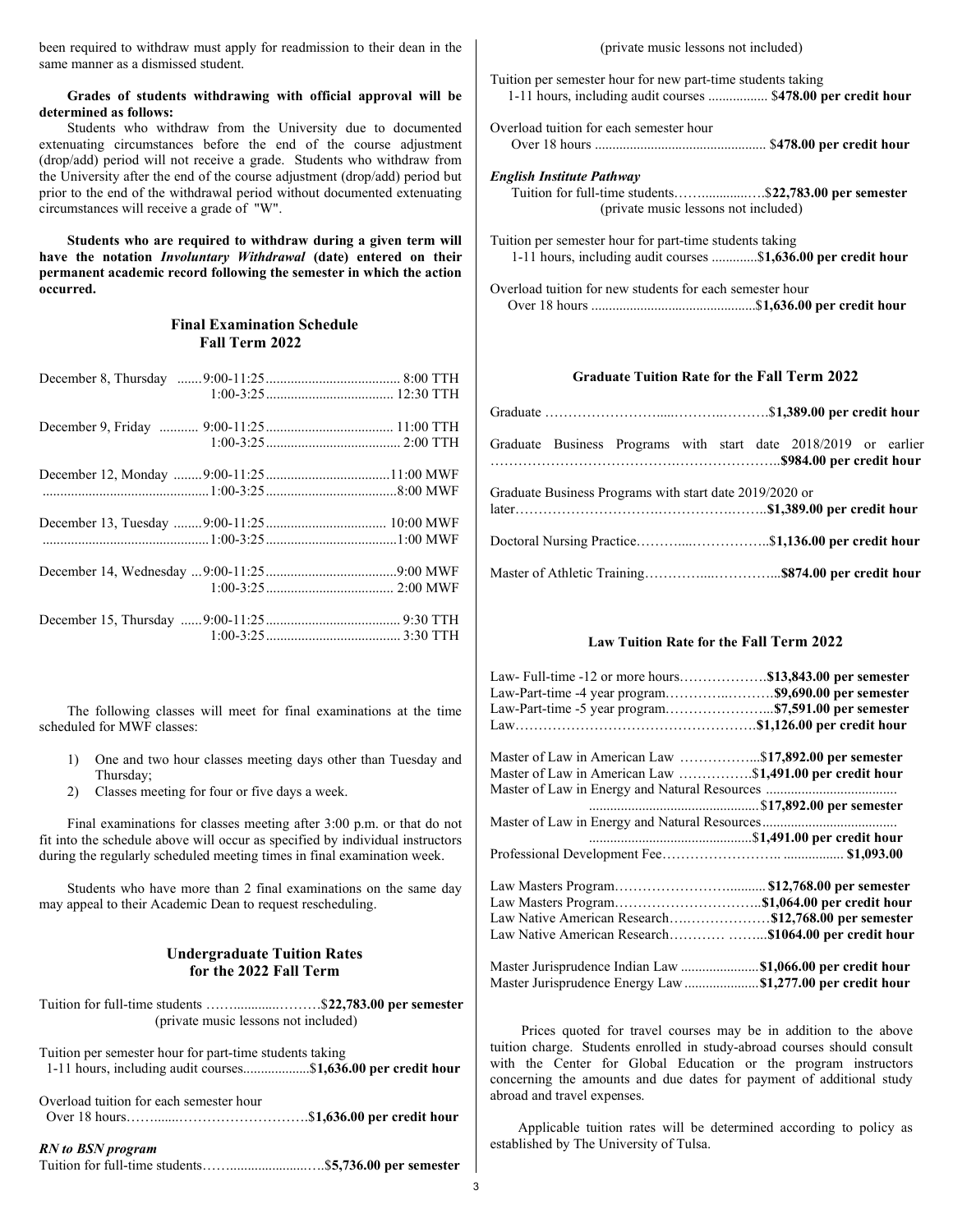been required to withdraw must apply for readmission to their dean in the same manner as a dismissed student.

**Grades of students withdrawing with official approval will be determined as follows:**

Students who withdraw from the University due to documented extenuating circumstances before the end of the course adjustment (drop/add) period will not receive a grade. Students who withdraw from the University after the end of the course adjustment (drop/add) period but prior to the end of the withdrawal period without documented extenuating circumstances will receive a grade of "W".

**Students who are required to withdraw during a given term will have the notation *Involuntary Withdrawal* (date) entered on their permanent academic record following the semester in which the action occurred.**

## Final Examination Schedule Fall Term 2022

| Date | Time | Class |
|---|---|---|
| December 8, Thursday | 9:00-11:25 | 8:00 TTH |
| | 1:00-3:25 | 12:30 TTH |
| December 9, Friday | 9:00-11:25 | 11:00 TTH |
| | 1:00-3:25 | 2:00 TTH |
| December 12, Monday | 9:00-11:25 | 11:00 MWF |
| | 1:00-3:25 | 8:00 MWF |
| December 13, Tuesday | 9:00-11:25 | 10:00 MWF |
| | 1:00-3:25 | 1:00 MWF |
| December 14, Wednesday | 9:00-11:25 | 9:00 MWF |
| | 1:00-3:25 | 2:00 MWF |
| December 15, Thursday | 9:00-11:25 | 9:30 TTH |
| | 1:00-3:25 | 3:30 TTH |

The following classes will meet for final examinations at the time scheduled for MWF classes:

1) One and two hour classes meeting days other than Tuesday and Thursday;
2) Classes meeting for four or five days a week.

Final examinations for classes meeting after 3:00 p.m. or that do not fit into the schedule above will occur as specified by individual instructors during the regularly scheduled meeting times in final examination week.

Students who have more than 2 final examinations on the same day may appeal to their Academic Dean to request rescheduling.

## Undergraduate Tuition Rates for the 2022 Fall Term

Tuition for full-time students ……............………$**22,783.00 per semester**
(private music lessons not included)

Tuition per semester hour for part-time students taking
1-11 hours, including audit courses..................$**1,636.00 per credit hour**

Overload tuition for each semester hour
Over 18 hours……......……………………….$**1,636.00 per credit hour**

***RN to BSN program***

Tuition for full-time students……......................…$**5,736.00 per semester**
(private music lessons not included)

Tuition per semester hour for new part-time students taking
1-11 hours, including audit courses ................. $**478.00 per credit hour**

Overload tuition for each semester hour
Over 18 hours ................................................ $**478.00 per credit hour**

***English Institute Pathway***

Tuition for full-time students……..........…..$**22,783.00 per semester**
(private music lessons not included)

Tuition per semester hour for part-time students taking
1-11 hours, including audit courses .............$**1,636.00 per credit hour**

Overload tuition for new students for each semester hour
Over 18 hours ..............................................$**1,636.00 per credit hour**

## Graduate Tuition Rate for the Fall Term 2022

Graduate ……………………....………..……….$**1,389.00 per credit hour**

Graduate Business Programs with start date 2018/2019 or earlier ……………………………………………………….**$984.00 per credit hour**

Graduate Business Programs with start date 2019/2020 or later…………………………….……………….……..$**1,389.00 per credit hour**

Doctoral Nursing Practice………....……………..$**1,136.00 per credit hour**

Master of Athletic Training…………....…………...**$874.00 per credit hour**

## Law Tuition Rate for the Fall Term 2022

Law- Full-time -12 or more hours……………….**$13,843.00 per semester**
Law-Part-time -4 year program…………..……….**$9,690.00 per semester**
Law-Part-time -5 year program…………………...**$7,591.00 per semester**
Law…………………………………………….**$1,126.00 per credit hour**

Master of Law in American Law ……………...**$17,892.00 per semester**
Master of Law in American Law …………….**$1,491.00 per credit hour**
Master of Law in Energy and Natural Resources ..............................................$**17,892.00 per semester**
Master of Law in Energy and Natural Resources...........................................$**1,491.00 per credit hour**
Professional Development Fee…………………….. ................ **$1,093.00**

Law Masters Program…………………….......... **$12,768.00 per semester**
Law Masters Program…………………………..**$1,064.00 per credit hour**
Law Native American Research…………………**$12,768.00 per semester**
Law Native American Research………… ……...**$1064.00 per credit hour**

Master Jurisprudence Indian Law ......................**$1,066.00 per credit hour**
Master Jurisprudence Energy Law.....................**$1,277.00 per credit hour**

Prices quoted for travel courses may be in addition to the above tuition charge. Students enrolled in study-abroad courses should consult with the Center for Global Education or the program instructors concerning the amounts and due dates for payment of additional study abroad and travel expenses.

Applicable tuition rates will be determined according to policy as established by The University of Tulsa.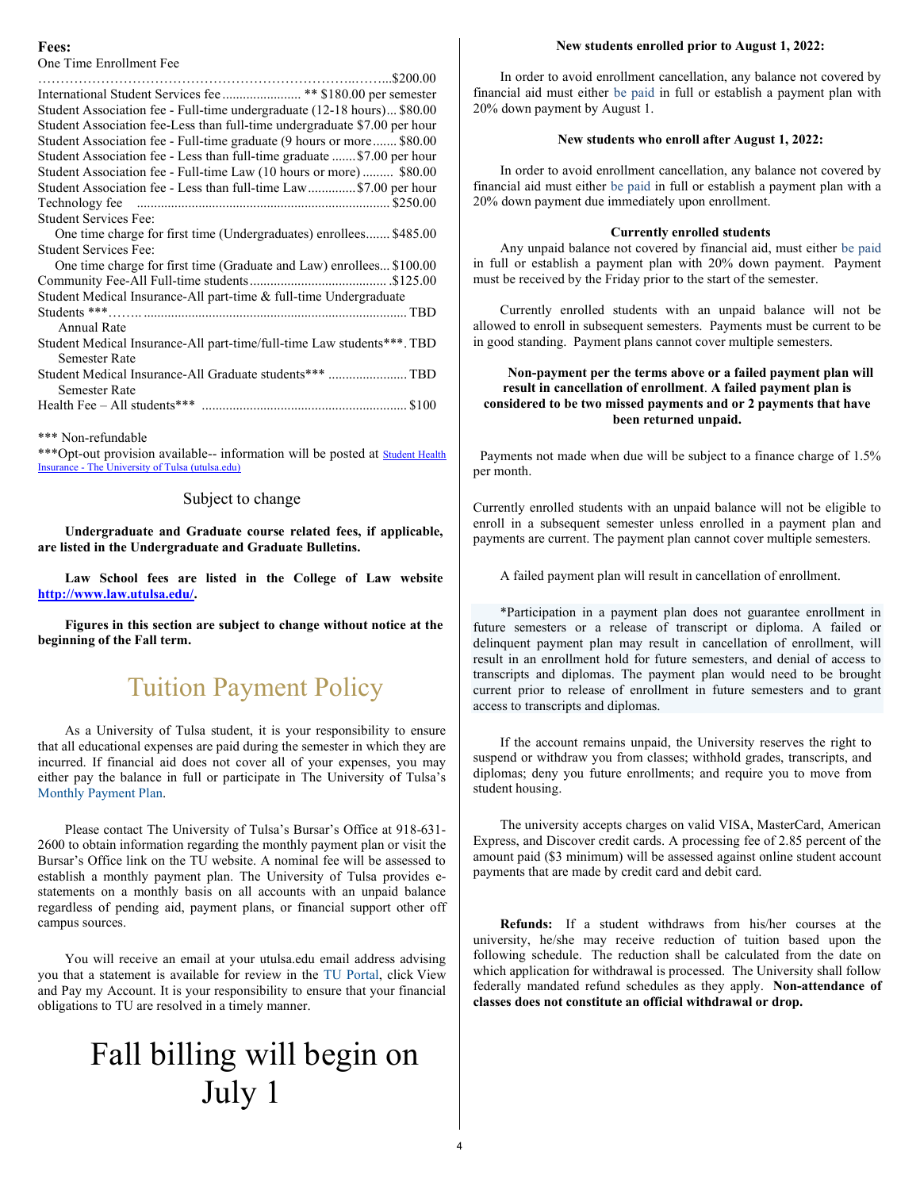**Fees:**

One Time Enrollment Fee ……………………………………………………………..……...$200.00
International Student Services fee ....................... ** $180.00 per semester
Student Association fee - Full-time undergraduate (12-18 hours)... $80.00
Student Association fee-Less than full-time undergraduate $7.00 per hour
Student Association fee - Full-time graduate (9 hours or more ....... $80.00
Student Association fee - Less than full-time graduate .......$7.00 per hour
Student Association fee - Full-time Law (10 hours or more) ......... $80.00
Student Association fee - Less than full-time Law.............$7.00 per hour
Technology fee ......................................................................... $250.00
Student Services Fee:
One time charge for first time (Undergraduates) enrollees....... $485.00
Student Services Fee:
One time charge for first time (Graduate and Law) enrollees... $100.00
Community Fee-All Full-time students ........................................ .$125.00
Student Medical Insurance-All part-time & full-time Undergraduate Students ***…….. ........................................................................... TBD
Annual Rate
Student Medical Insurance-All part-time/full-time Law students***. TBD
Semester Rate
Student Medical Insurance-All Graduate students*** ....................... TBD
Semester Rate
Health Fee – All students*** ........................................................... $100

*** Non-refundable

***Opt-out provision available-- information will be posted at [Student Health Insurance - The University of Tulsa (utulsa.edu)](Student Health Insurance - The University of Tulsa (utulsa.edu))

Subject to change

**Undergraduate and Graduate course related fees, if applicable, are listed in the Undergraduate and Graduate Bulletins.**

**Law School fees are listed in the College of Law website [http://www.law.utulsa.edu/](http://www.law.utulsa.edu/).**

**Figures in this section are subject to change without notice at the beginning of the Fall term.**

# Tuition Payment Policy

As a University of Tulsa student, it is your responsibility to ensure that all educational expenses are paid during the semester in which they are incurred. If financial aid does not cover all of your expenses, you may either pay the balance in full or participate in The University of Tulsa's Monthly Payment Plan.

Please contact The University of Tulsa's Bursar's Office at 918-631-2600 to obtain information regarding the monthly payment plan or visit the Bursar's Office link on the TU website. A nominal fee will be assessed to establish a monthly payment plan. The University of Tulsa provides e-statements on a monthly basis on all accounts with an unpaid balance regardless of pending aid, payment plans, or financial support other off campus sources.

You will receive an email at your utulsa.edu email address advising you that a statement is available for review in the TU Portal, click View and Pay my Account. It is your responsibility to ensure that your financial obligations to TU are resolved in a timely manner.

# Fall billing will begin on July 1

**New students enrolled prior to August 1, 2022:**

In order to avoid enrollment cancellation, any balance not covered by financial aid must either be paid in full or establish a payment plan with 20% down payment by August 1.

**New students who enroll after August 1, 2022:**

In order to avoid enrollment cancellation, any balance not covered by financial aid must either be paid in full or establish a payment plan with a 20% down payment due immediately upon enrollment.

**Currently enrolled students**

Any unpaid balance not covered by financial aid, must either be paid in full or establish a payment plan with 20% down payment. Payment must be received by the Friday prior to the start of the semester.

Currently enrolled students with an unpaid balance will not be allowed to enroll in subsequent semesters. Payments must be current to be in good standing. Payment plans cannot cover multiple semesters.

**Non-payment per the terms above or a failed payment plan will result in cancellation of enrollment. A failed payment plan is considered to be two missed payments and or 2 payments that have been returned unpaid.**

Payments not made when due will be subject to a finance charge of 1.5% per month.

Currently enrolled students with an unpaid balance will not be eligible to enroll in a subsequent semester unless enrolled in a payment plan and payments are current. The payment plan cannot cover multiple semesters.

A failed payment plan will result in cancellation of enrollment.

*Participation in a payment plan does not guarantee enrollment in future semesters or a release of transcript or diploma. A failed or delinquent payment plan may result in cancellation of enrollment, will result in an enrollment hold for future semesters, and denial of access to transcripts and diplomas. The payment plan would need to be brought current prior to release of enrollment in future semesters and to grant access to transcripts and diplomas.

If the account remains unpaid, the University reserves the right to suspend or withdraw you from classes; withhold grades, transcripts, and diplomas; deny you future enrollments; and require you to move from student housing.

The university accepts charges on valid VISA, MasterCard, American Express, and Discover credit cards. A processing fee of 2.85 percent of the amount paid ($3 minimum) will be assessed against online student account payments that are made by credit card and debit card.

**Refunds:** If a student withdraws from his/her courses at the university, he/she may receive reduction of tuition based upon the following schedule. The reduction shall be calculated from the date on which application for withdrawal is processed. The University shall follow federally mandated refund schedules as they apply. **Non-attendance of classes does not constitute an official withdrawal or drop.**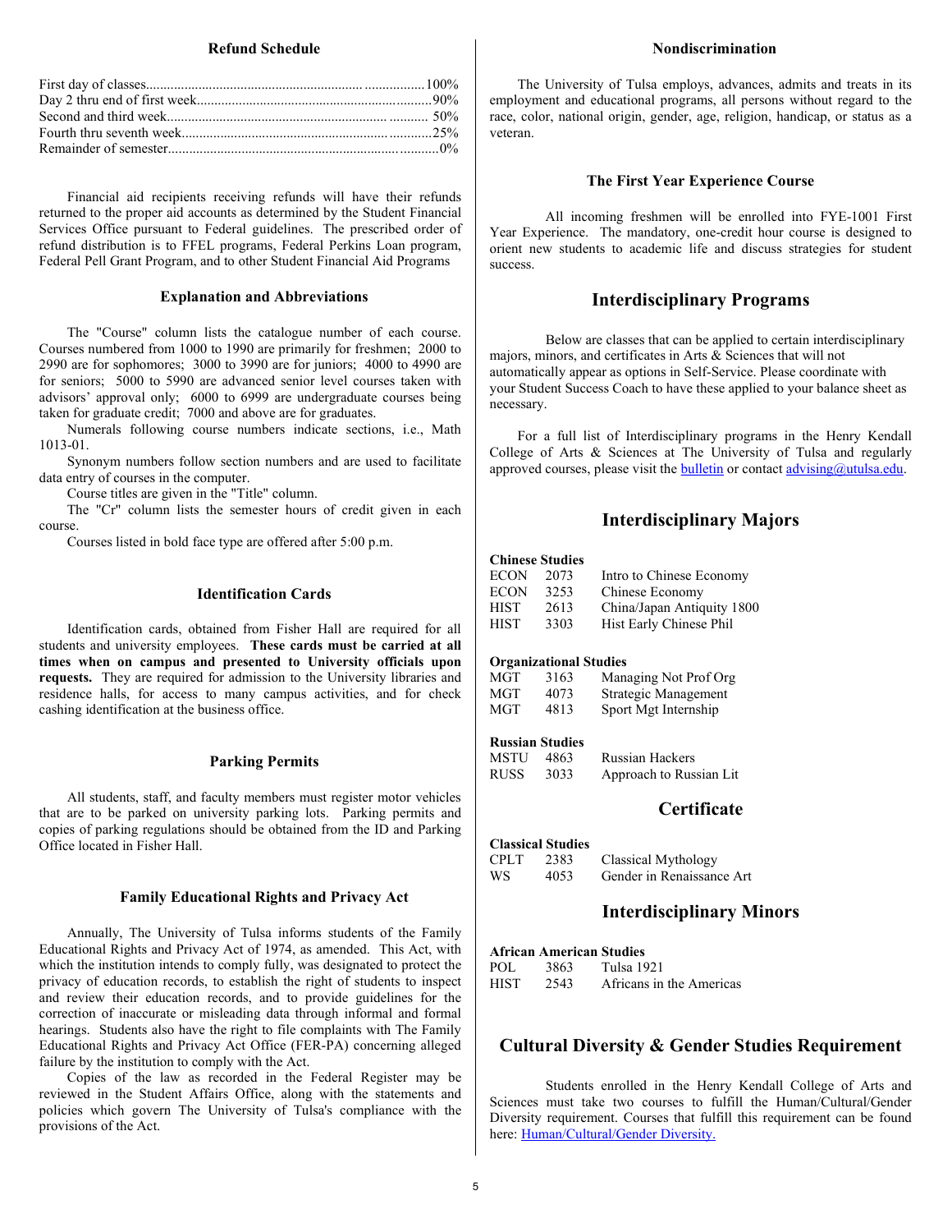## Refund Schedule

| | |
|---|---|
| First day of classes | 100% |
| Day 2 thru end of first week | 90% |
| Second and third week | 50% |
| Fourth thru seventh week | 25% |
| Remainder of semester | 0% |

Financial aid recipients receiving refunds will have their refunds returned to the proper aid accounts as determined by the Student Financial Services Office pursuant to Federal guidelines. The prescribed order of refund distribution is to FFEL programs, Federal Perkins Loan program, Federal Pell Grant Program, and to other Student Financial Aid Programs

## Explanation and Abbreviations

The "Course" column lists the catalogue number of each course. Courses numbered from 1000 to 1990 are primarily for freshmen; 2000 to 2990 are for sophomores; 3000 to 3990 are for juniors; 4000 to 4990 are for seniors; 5000 to 5990 are advanced senior level courses taken with advisors' approval only; 6000 to 6999 are undergraduate courses being taken for graduate credit; 7000 and above are for graduates.

Numerals following course numbers indicate sections, i.e., Math 1013-01.

Synonym numbers follow section numbers and are used to facilitate data entry of courses in the computer.

Course titles are given in the "Title" column.

The "Cr" column lists the semester hours of credit given in each course.

Courses listed in bold face type are offered after 5:00 p.m.

## Identification Cards

Identification cards, obtained from Fisher Hall are required for all students and university employees. **These cards must be carried at all times when on campus and presented to University officials upon requests.** They are required for admission to the University libraries and residence halls, for access to many campus activities, and for check cashing identification at the business office.

## Parking Permits

All students, staff, and faculty members must register motor vehicles that are to be parked on university parking lots. Parking permits and copies of parking regulations should be obtained from the ID and Parking Office located in Fisher Hall.

## Family Educational Rights and Privacy Act

Annually, The University of Tulsa informs students of the Family Educational Rights and Privacy Act of 1974, as amended. This Act, with which the institution intends to comply fully, was designated to protect the privacy of education records, to establish the right of students to inspect and review their education records, and to provide guidelines for the correction of inaccurate or misleading data through informal and formal hearings. Students also have the right to file complaints with The Family Educational Rights and Privacy Act Office (FER-PA) concerning alleged failure by the institution to comply with the Act.

Copies of the law as recorded in the Federal Register may be reviewed in the Student Affairs Office, along with the statements and policies which govern The University of Tulsa's compliance with the provisions of the Act.

## Nondiscrimination

The University of Tulsa employs, advances, admits and treats in its employment and educational programs, all persons without regard to the race, color, national origin, gender, age, religion, handicap, or status as a veteran.

## The First Year Experience Course

All incoming freshmen will be enrolled into FYE-1001 First Year Experience. The mandatory, one-credit hour course is designed to orient new students to academic life and discuss strategies for student success.

# Interdisciplinary Programs

Below are classes that can be applied to certain interdisciplinary majors, minors, and certificates in Arts & Sciences that will not automatically appear as options in Self-Service. Please coordinate with your Student Success Coach to have these applied to your balance sheet as necessary.

For a full list of Interdisciplinary programs in the Henry Kendall College of Arts & Sciences at The University of Tulsa and regularly approved courses, please visit the [bulletin]() or contact [advising@utulsa.edu]().

# Interdisciplinary Majors

**Chinese Studies**

| | | |
|---|---|---|
| ECON | 2073 | Intro to Chinese Economy |
| ECON | 3253 | Chinese Economy |
| HIST | 2613 | China/Japan Antiquity 1800 |
| HIST | 3303 | Hist Early Chinese Phil |

**Organizational Studies**

| | | |
|---|---|---|
| MGT | 3163 | Managing Not Prof Org |
| MGT | 4073 | Strategic Management |
| MGT | 4813 | Sport Mgt Internship |

**Russian Studies**

| | | |
|---|---|---|
| MSTU | 4863 | Russian Hackers |
| RUSS | 3033 | Approach to Russian Lit |

# Certificate

**Classical Studies**

| | | |
|---|---|---|
| CPLT | 2383 | Classical Mythology |
| WS | 4053 | Gender in Renaissance Art |

# Interdisciplinary Minors

**African American Studies**

| | | |
|---|---|---|
| POL | 3863 | Tulsa 1921 |
| HIST | 2543 | Africans in the Americas |

# Cultural Diversity & Gender Studies Requirement

Students enrolled in the Henry Kendall College of Arts and Sciences must take two courses to fulfill the Human/Cultural/Gender Diversity requirement. Courses that fulfill this requirement can be found here: [Human/Cultural/Gender Diversity.]()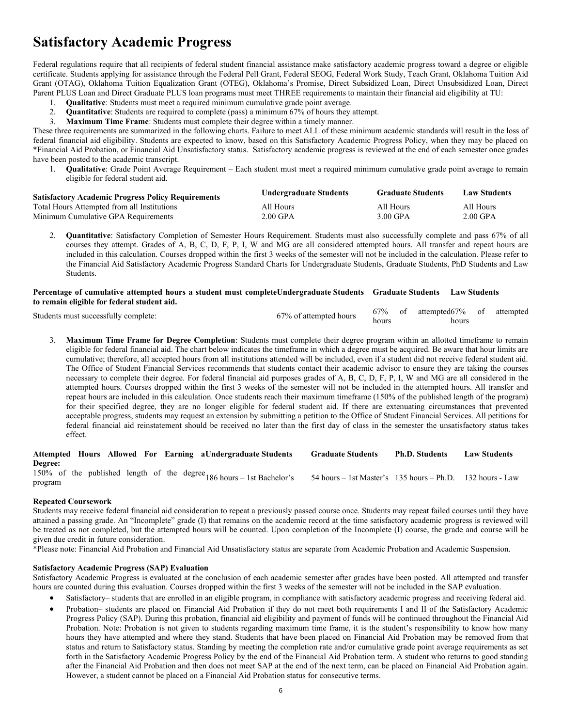# Satisfactory Academic Progress

Federal regulations require that all recipients of federal student financial assistance make satisfactory academic progress toward a degree or eligible certificate. Students applying for assistance through the Federal Pell Grant, Federal SEOG, Federal Work Study, Teach Grant, Oklahoma Tuition Aid Grant (OTAG), Oklahoma Tuition Equalization Grant (OTEG), Oklahoma's Promise, Direct Subsidized Loan, Direct Unsubsidized Loan, Direct Parent PLUS Loan and Direct Graduate PLUS loan programs must meet THREE requirements to maintain their financial aid eligibility at TU:

1. **Qualitative**: Students must meet a required minimum cumulative grade point average.
2. **Quantitative**: Students are required to complete (pass) a minimum 67% of hours they attempt.
3. **Maximum Time Frame**: Students must complete their degree within a timely manner.

These three requirements are summarized in the following charts. Failure to meet ALL of these minimum academic standards will result in the loss of federal financial aid eligibility. Students are expected to know, based on this Satisfactory Academic Progress Policy, when they may be placed on *Financial Aid Probation, or Financial Aid Unsatisfactory status. Satisfactory academic progress is reviewed at the end of each semester once grades have been posted to the academic transcript.

1. **Qualitative**: Grade Point Average Requirement – Each student must meet a required minimum cumulative grade point average to remain eligible for federal student aid.

| Satisfactory Academic Progress Policy Requirements | Undergraduate Students | Graduate Students | Law Students |
|---|---|---|---|
| Total Hours Attempted from all Institutions | All Hours | All Hours | All Hours |
| Minimum Cumulative GPA Requirements | 2.00 GPA | 3.00 GPA | 2.00 GPA |

2. **Quantitative**: Satisfactory Completion of Semester Hours Requirement. Students must also successfully complete and pass 67% of all courses they attempt. Grades of A, B, C, D, F, P, I, W and MG are all considered attempted hours. All transfer and repeat hours are included in this calculation. Courses dropped within the first 3 weeks of the semester will not be included in the calculation. Please refer to the Financial Aid Satisfactory Academic Progress Standard Charts for Undergraduate Students, Graduate Students, PhD Students and Law Students.

| Percentage of cumulative attempted hours a student must complete to remain eligible for federal student aid. | Undergraduate Students | Graduate Students | Law Students |
|---|---|---|---|
| Students must successfully complete: | 67% of attempted hours | 67% of attempted hours | 67% of attempted hours |

3. **Maximum Time Frame for Degree Completion**: Students must complete their degree program within an allotted timeframe to remain eligible for federal financial aid. The chart below indicates the timeframe in which a degree must be acquired. Be aware that hour limits are cumulative; therefore, all accepted hours from all institutions attended will be included, even if a student did not receive federal student aid. The Office of Student Financial Services recommends that students contact their academic advisor to ensure they are taking the courses necessary to complete their degree. For federal financial aid purposes grades of A, B, C, D, F, P, I, W and MG are all considered in the attempted hours. Courses dropped within the first 3 weeks of the semester will not be included in the attempted hours. All transfer and repeat hours are included in this calculation. Once students reach their maximum timeframe (150% of the published length of the program) for their specified degree, they are no longer eligible for federal student aid. If there are extenuating circumstances that prevented acceptable progress, students may request an extension by submitting a petition to the Office of Student Financial Services. All petitions for federal financial aid reinstatement should be received no later than the first day of class in the semester the unsatisfactory status takes effect.

| Attempted Hours Allowed For Earning a Degree: | Undergraduate Students | Graduate Students | Ph.D. Students | Law Students |
|---|---|---|---|---|
| 150% of the published length of the degree program | 186 hours – 1st Bachelor's | 54 hours – 1st Master's | 135 hours – Ph.D. | 132 hours - Law |

### Repeated Coursework

Students may receive federal financial aid consideration to repeat a previously passed course once. Students may repeat failed courses until they have attained a passing grade. An "Incomplete" grade (I) that remains on the academic record at the time satisfactory academic progress is reviewed will be treated as not completed, but the attempted hours will be counted. Upon completion of the Incomplete (I) course, the grade and course will be given due credit in future consideration.

*Please note: Financial Aid Probation and Financial Aid Unsatisfactory status are separate from Academic Probation and Academic Suspension.

### Satisfactory Academic Progress (SAP) Evaluation

Satisfactory Academic Progress is evaluated at the conclusion of each academic semester after grades have been posted. All attempted and transfer hours are counted during this evaluation. Courses dropped within the first 3 weeks of the semester will not be included in the SAP evaluation.

- Satisfactory– students that are enrolled in an eligible program, in compliance with satisfactory academic progress and receiving federal aid.
- Probation– students are placed on Financial Aid Probation if they do not meet both requirements I and II of the Satisfactory Academic Progress Policy (SAP). During this probation, financial aid eligibility and payment of funds will be continued throughout the Financial Aid Probation. Note: Probation is not given to students regarding maximum time frame, it is the student's responsibility to know how many hours they have attempted and where they stand. Students that have been placed on Financial Aid Probation may be removed from that status and return to Satisfactory status. Standing by meeting the completion rate and/or cumulative grade point average requirements as set forth in the Satisfactory Academic Progress Policy by the end of the Financial Aid Probation term. A student who returns to good standing after the Financial Aid Probation and then does not meet SAP at the end of the next term, can be placed on Financial Aid Probation again. However, a student cannot be placed on a Financial Aid Probation status for consecutive terms.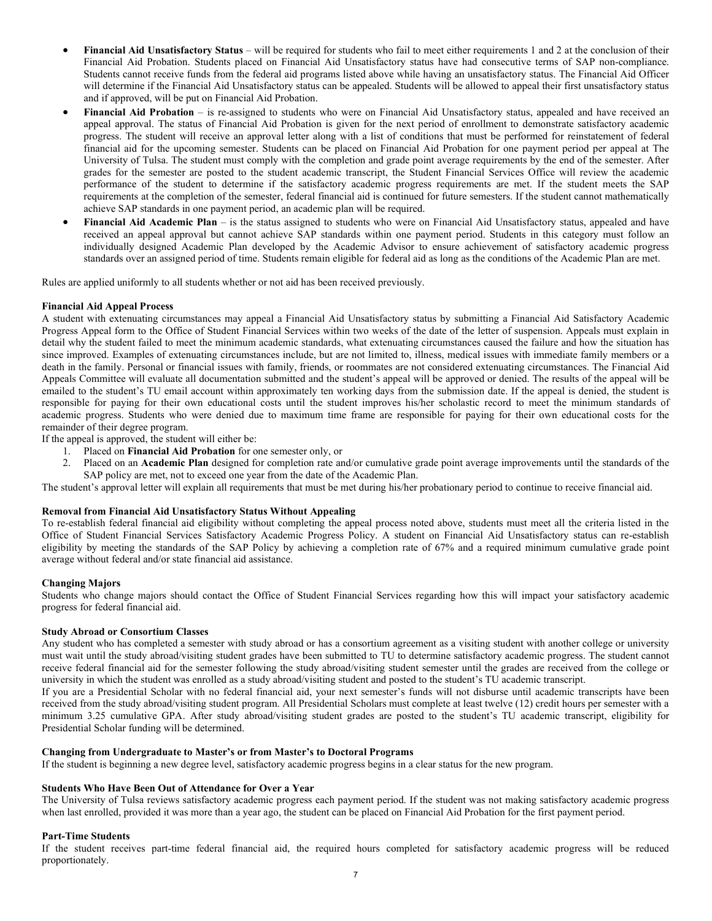- **Financial Aid Unsatisfactory Status** – will be required for students who fail to meet either requirements 1 and 2 at the conclusion of their Financial Aid Probation. Students placed on Financial Aid Unsatisfactory status have had consecutive terms of SAP non-compliance. Students cannot receive funds from the federal aid programs listed above while having an unsatisfactory status. The Financial Aid Officer will determine if the Financial Aid Unsatisfactory status can be appealed. Students will be allowed to appeal their first unsatisfactory status and if approved, will be put on Financial Aid Probation.
- **Financial Aid Probation** – is re-assigned to students who were on Financial Aid Unsatisfactory status, appealed and have received an appeal approval. The status of Financial Aid Probation is given for the next period of enrollment to demonstrate satisfactory academic progress. The student will receive an approval letter along with a list of conditions that must be performed for reinstatement of federal financial aid for the upcoming semester. Students can be placed on Financial Aid Probation for one payment period per appeal at The University of Tulsa. The student must comply with the completion and grade point average requirements by the end of the semester. After grades for the semester are posted to the student academic transcript, the Student Financial Services Office will review the academic performance of the student to determine if the satisfactory academic progress requirements are met. If the student meets the SAP requirements at the completion of the semester, federal financial aid is continued for future semesters. If the student cannot mathematically achieve SAP standards in one payment period, an academic plan will be required.
- **Financial Aid Academic Plan** – is the status assigned to students who were on Financial Aid Unsatisfactory status, appealed and have received an appeal approval but cannot achieve SAP standards within one payment period. Students in this category must follow an individually designed Academic Plan developed by the Academic Advisor to ensure achievement of satisfactory academic progress standards over an assigned period of time. Students remain eligible for federal aid as long as the conditions of the Academic Plan are met.

Rules are applied uniformly to all students whether or not aid has been received previously.

**Financial Aid Appeal Process**

A student with extenuating circumstances may appeal a Financial Aid Unsatisfactory status by submitting a Financial Aid Satisfactory Academic Progress Appeal form to the Office of Student Financial Services within two weeks of the date of the letter of suspension. Appeals must explain in detail why the student failed to meet the minimum academic standards, what extenuating circumstances caused the failure and how the situation has since improved. Examples of extenuating circumstances include, but are not limited to, illness, medical issues with immediate family members or a death in the family. Personal or financial issues with family, friends, or roommates are not considered extenuating circumstances. The Financial Aid Appeals Committee will evaluate all documentation submitted and the student's appeal will be approved or denied. The results of the appeal will be emailed to the student's TU email account within approximately ten working days from the submission date. If the appeal is denied, the student is responsible for paying for their own educational costs until the student improves his/her scholastic record to meet the minimum standards of academic progress. Students who were denied due to maximum time frame are responsible for paying for their own educational costs for the remainder of their degree program.

If the appeal is approved, the student will either be:

1. Placed on **Financial Aid Probation** for one semester only, or
2. Placed on an **Academic Plan** designed for completion rate and/or cumulative grade point average improvements until the standards of the SAP policy are met, not to exceed one year from the date of the Academic Plan.

The student's approval letter will explain all requirements that must be met during his/her probationary period to continue to receive financial aid.

**Removal from Financial Aid Unsatisfactory Status Without Appealing**

To re-establish federal financial aid eligibility without completing the appeal process noted above, students must meet all the criteria listed in the Office of Student Financial Services Satisfactory Academic Progress Policy. A student on Financial Aid Unsatisfactory status can re-establish eligibility by meeting the standards of the SAP Policy by achieving a completion rate of 67% and a required minimum cumulative grade point average without federal and/or state financial aid assistance.

**Changing Majors**

Students who change majors should contact the Office of Student Financial Services regarding how this will impact your satisfactory academic progress for federal financial aid.

**Study Abroad or Consortium Classes**

Any student who has completed a semester with study abroad or has a consortium agreement as a visiting student with another college or university must wait until the study abroad/visiting student grades have been submitted to TU to determine satisfactory academic progress. The student cannot receive federal financial aid for the semester following the study abroad/visiting student semester until the grades are received from the college or university in which the student was enrolled as a study abroad/visiting student and posted to the student's TU academic transcript.

If you are a Presidential Scholar with no federal financial aid, your next semester's funds will not disburse until academic transcripts have been received from the study abroad/visiting student program. All Presidential Scholars must complete at least twelve (12) credit hours per semester with a minimum 3.25 cumulative GPA. After study abroad/visiting student grades are posted to the student's TU academic transcript, eligibility for Presidential Scholar funding will be determined.

**Changing from Undergraduate to Master's or from Master's to Doctoral Programs**

If the student is beginning a new degree level, satisfactory academic progress begins in a clear status for the new program.

**Students Who Have Been Out of Attendance for Over a Year**

The University of Tulsa reviews satisfactory academic progress each payment period. If the student was not making satisfactory academic progress when last enrolled, provided it was more than a year ago, the student can be placed on Financial Aid Probation for the first payment period.

**Part-Time Students**

If the student receives part-time federal financial aid, the required hours completed for satisfactory academic progress will be reduced proportionately.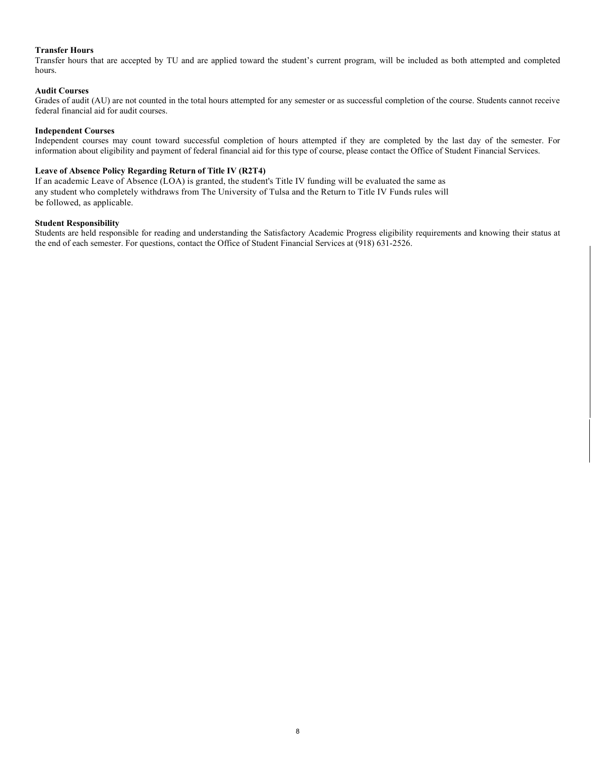**Transfer Hours**

Transfer hours that are accepted by TU and are applied toward the student's current program, will be included as both attempted and completed hours.

**Audit Courses**

Grades of audit (AU) are not counted in the total hours attempted for any semester or as successful completion of the course. Students cannot receive federal financial aid for audit courses.

**Independent Courses**

Independent courses may count toward successful completion of hours attempted if they are completed by the last day of the semester. For information about eligibility and payment of federal financial aid for this type of course, please contact the Office of Student Financial Services.

**Leave of Absence Policy Regarding Return of Title IV (R2T4)**

If an academic Leave of Absence (LOA) is granted, the student's Title IV funding will be evaluated the same as any student who completely withdraws from The University of Tulsa and the Return to Title IV Funds rules will be followed, as applicable.

**Student Responsibility**

Students are held responsible for reading and understanding the Satisfactory Academic Progress eligibility requirements and knowing their status at the end of each semester. For questions, contact the Office of Student Financial Services at (918) 631-2526.